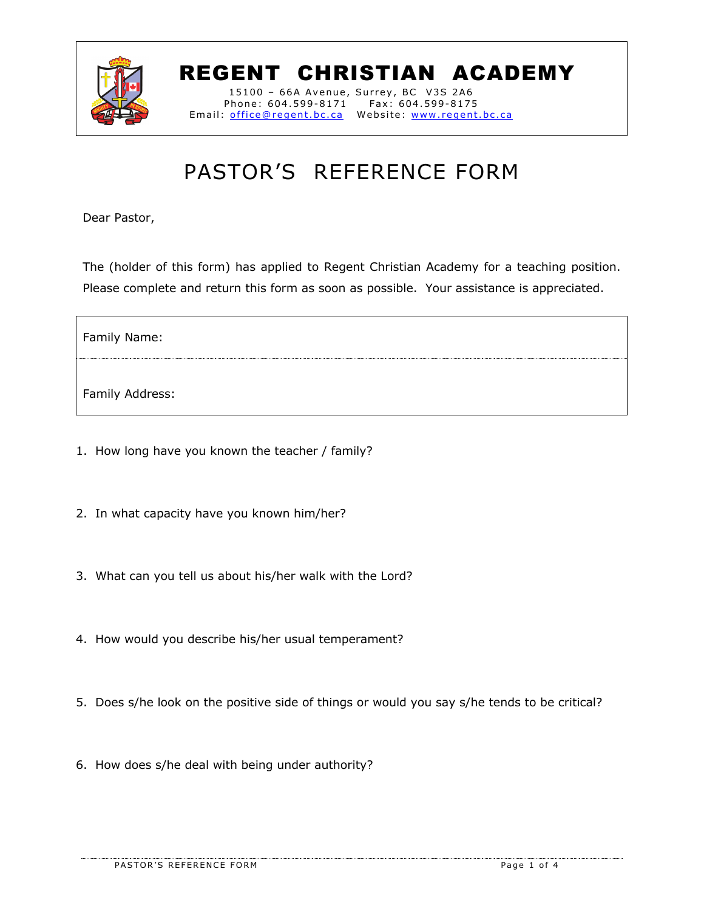# REGENT CHRISTIAN ACADEMY

15100 – 66A Avenue, Surrey, BC V3S 2A6
Phone: 604.599-8171 Fax: 604.599-8175
Email: office@regent.bc.ca Website: www.regent.bc.ca

# PASTOR'S REFERENCE FORM

Dear Pastor,

The (holder of this form) has applied to Regent Christian Academy for a teaching position. Please complete and return this form as soon as possible. Your assistance is appreciated.

| Family Name: |
|---|
| Family Address: |

1. How long have you known the teacher / family?

2. In what capacity have you known him/her?

3. What can you tell us about his/her walk with the Lord?

4. How would you describe his/her usual temperament?

5. Does s/he look on the positive side of things or would you say s/he tends to be critical?

6. How does s/he deal with being under authority?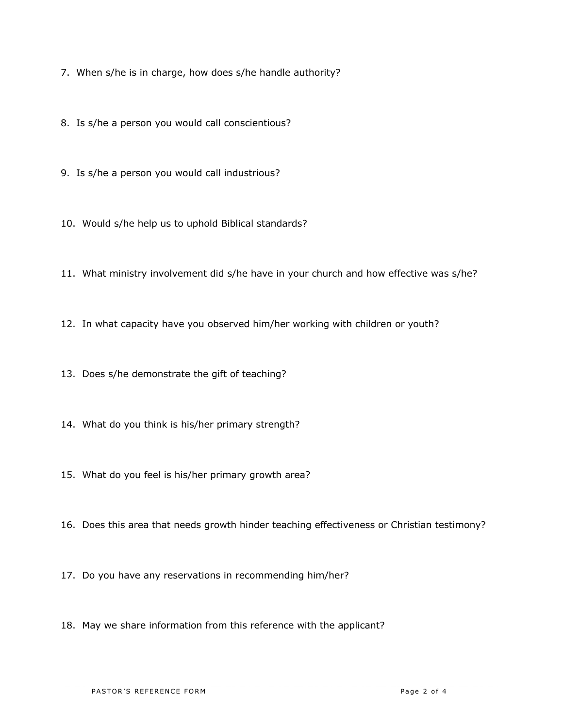7. When s/he is in charge, how does s/he handle authority?

8. Is s/he a person you would call conscientious?

9. Is s/he a person you would call industrious?

10. Would s/he help us to uphold Biblical standards?

11. What ministry involvement did s/he have in your church and how effective was s/he?

12. In what capacity have you observed him/her working with children or youth?

13. Does s/he demonstrate the gift of teaching?

14. What do you think is his/her primary strength?

15. What do you feel is his/her primary growth area?

16. Does this area that needs growth hinder teaching effectiveness or Christian testimony?

17. Do you have any reservations in recommending him/her?

18. May we share information from this reference with the applicant?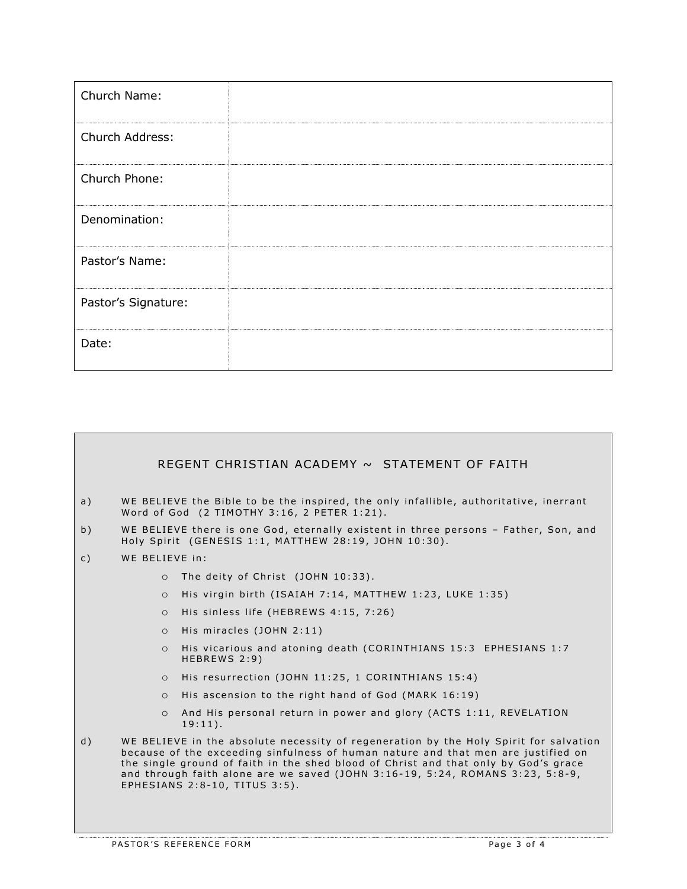| Church Name: | |
|---|---|
| Church Address: | |
| Church Phone: | |
| Denomination: | |
| Pastor's Name: | |
| Pastor's Signature: | |
| Date: | |

## REGENT CHRISTIAN ACADEMY ~ STATEMENT OF FAITH

a) WE BELIEVE the Bible to be the inspired, the only infallible, authoritative, inerrant Word of God (2 TIMOTHY 3:16, 2 PETER 1:21).

b) WE BELIEVE there is one God, eternally existent in three persons – Father, Son, and Holy Spirit (GENESIS 1:1, MATTHEW 28:19, JOHN 10:30).

c) WE BELIEVE in:

- The deity of Christ (JOHN 10:33).
- His virgin birth (ISAIAH 7:14, MATTHEW 1:23, LUKE 1:35)
- His sinless life (HEBREWS 4:15, 7:26)
- His miracles (JOHN 2:11)
- His vicarious and atoning death (CORINTHIANS 15:3 EPHESIANS 1:7 HEBREWS 2:9)
- His resurrection (JOHN 11:25, 1 CORINTHIANS 15:4)
- His ascension to the right hand of God (MARK 16:19)
- And His personal return in power and glory (ACTS 1:11, REVELATION 19:11).

d) WE BELIEVE in the absolute necessity of regeneration by the Holy Spirit for salvation because of the exceeding sinfulness of human nature and that men are justified on the single ground of faith in the shed blood of Christ and that only by God's grace and through faith alone are we saved (JOHN 3:16-19, 5:24, ROMANS 3:23, 5:8-9, EPHESIANS 2:8-10, TITUS 3:5).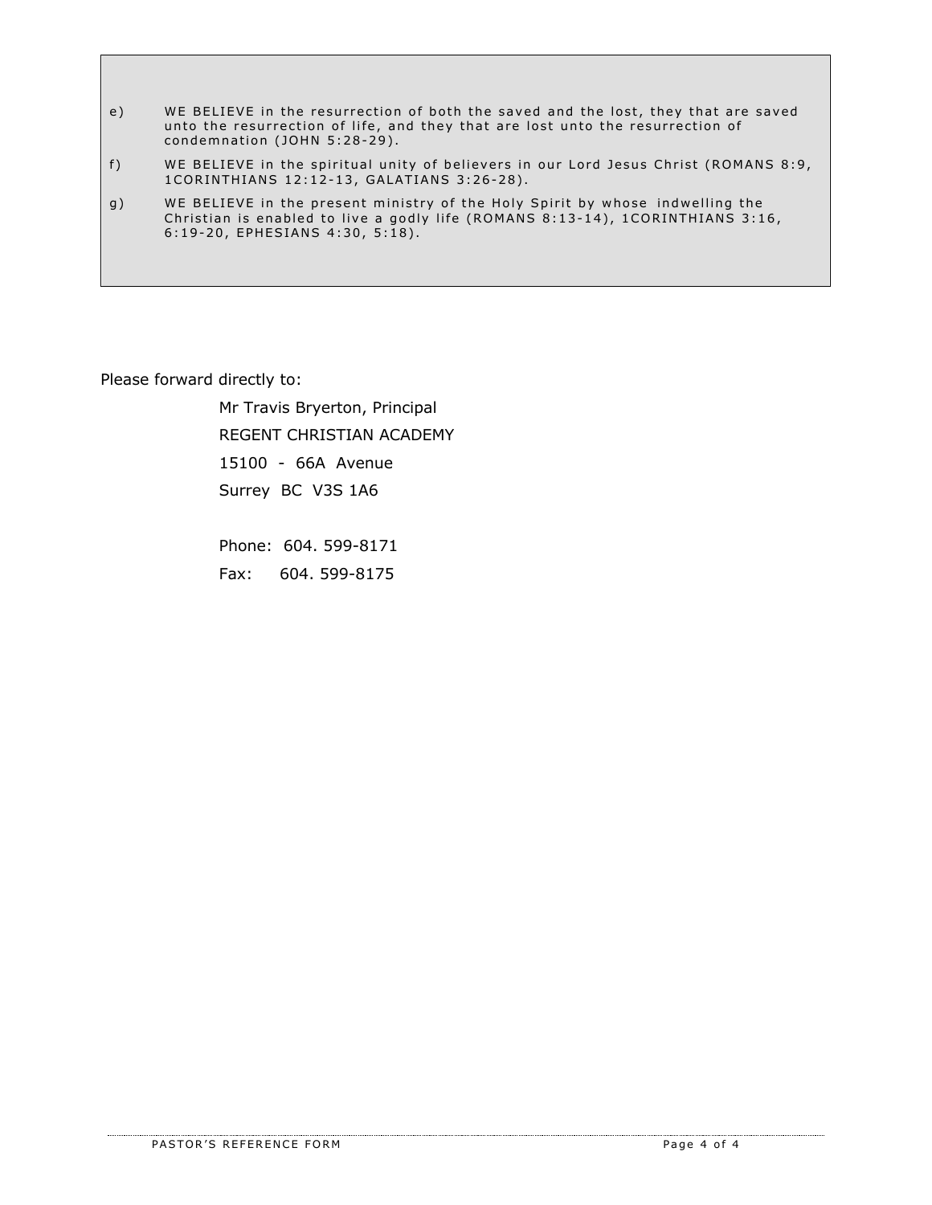e) WE BELIEVE in the resurrection of both the saved and the lost, they that are saved unto the resurrection of life, and they that are lost unto the resurrection of condemnation (JOHN 5:28-29).

f) WE BELIEVE in the spiritual unity of believers in our Lord Jesus Christ (ROMANS 8:9, 1CORINTHIANS 12:12-13, GALATIANS 3:26-28).

g) WE BELIEVE in the present ministry of the Holy Spirit by whose indwelling the Christian is enabled to live a godly life (ROMANS 8:13-14), 1CORINTHIANS 3:16, 6:19-20, EPHESIANS 4:30, 5:18).

Please forward directly to:

Mr Travis Bryerton, Principal
REGENT CHRISTIAN ACADEMY
15100 - 66A Avenue
Surrey BC V3S 1A6

Phone: 604. 599-8171
Fax: 604. 599-8175